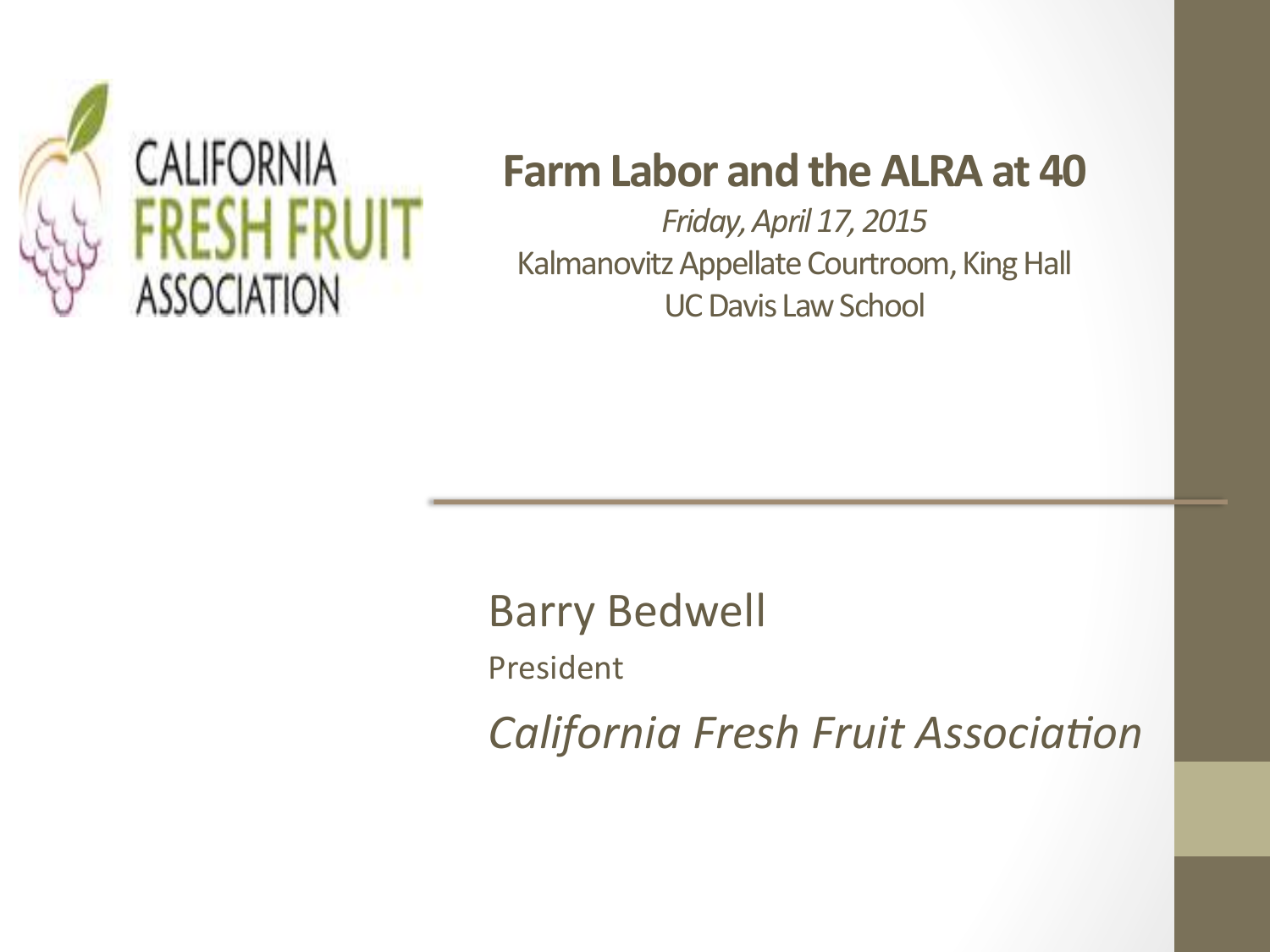CALIFORNIA FRESH FRUIT ASSOCIATION

# Farm Labor and the ALRA at 40

*Friday, April 17, 2015*

Kalmanovitz Appellate Courtroom, King Hall

UC Davis Law School

Barry Bedwell

President

*California Fresh Fruit Association*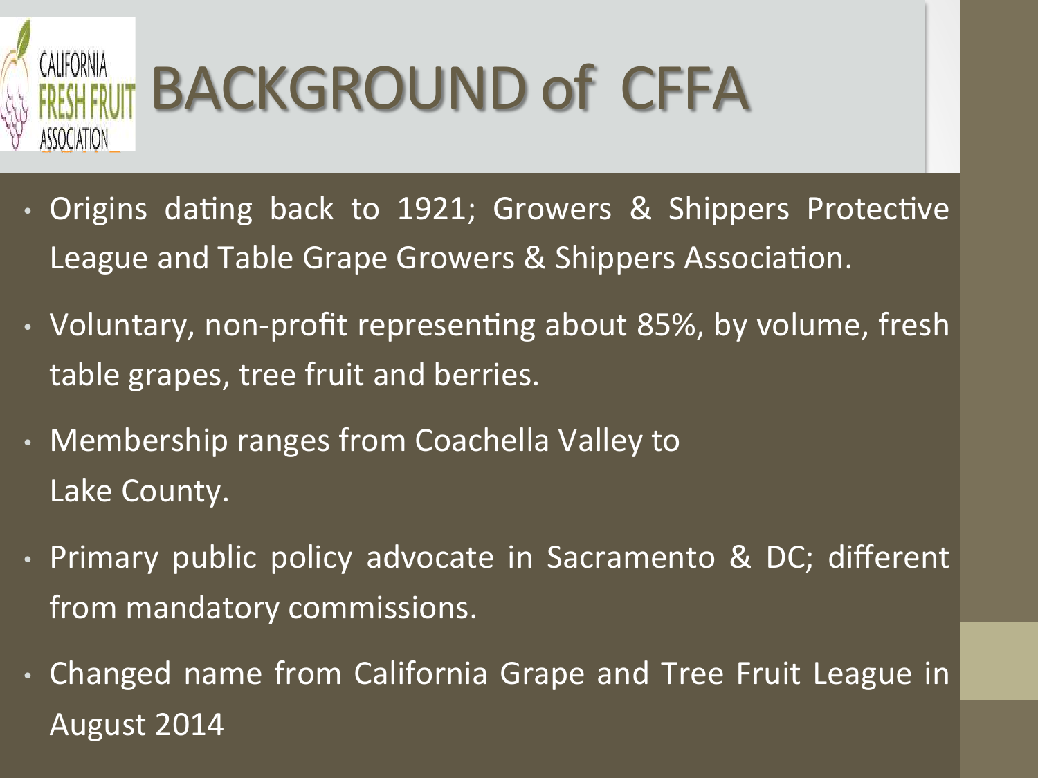# BACKGROUND of CFFA

- Origins dating back to 1921; Growers & Shippers Protective League and Table Grape Growers & Shippers Association.
- Voluntary, non-profit representing about 85%, by volume, fresh table grapes, tree fruit and berries.
- Membership ranges from Coachella Valley to Lake County.
- Primary public policy advocate in Sacramento & DC; different from mandatory commissions.
- Changed name from California Grape and Tree Fruit League in August 2014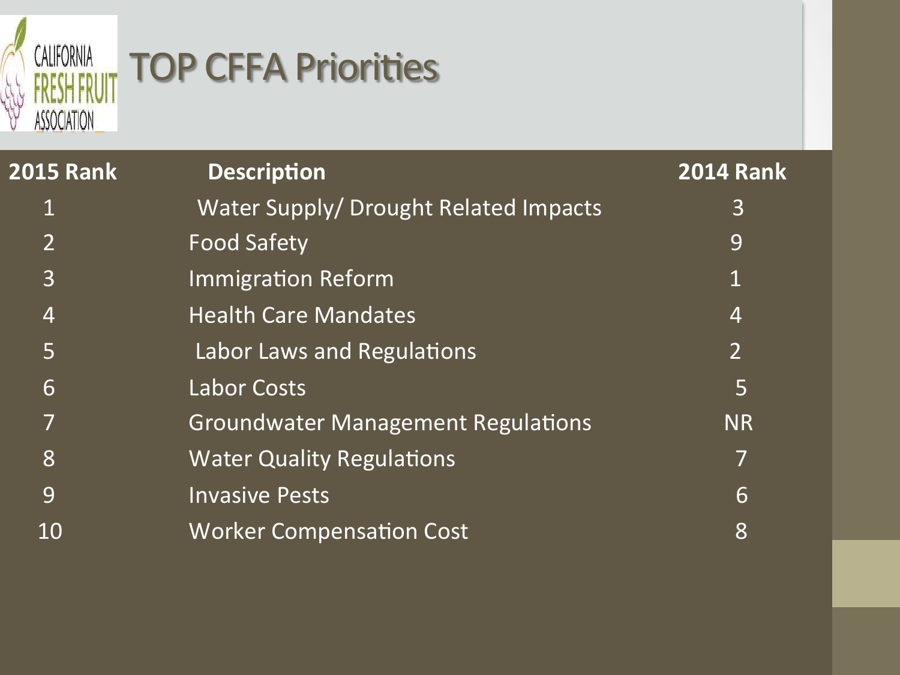# TOP CFFA Priorities

| 2015 Rank | Description | 2014 Rank |
|---|---|---|
| 1 | Water Supply/ Drought Related Impacts | 3 |
| 2 | Food Safety | 9 |
| 3 | Immigration Reform | 1 |
| 4 | Health Care Mandates | 4 |
| 5 | Labor Laws and Regulations | 2 |
| 6 | Labor Costs | 5 |
| 7 | Groundwater Management Regulations | NR |
| 8 | Water Quality Regulations | 7 |
| 9 | Invasive Pests | 6 |
| 10 | Worker Compensation Cost | 8 |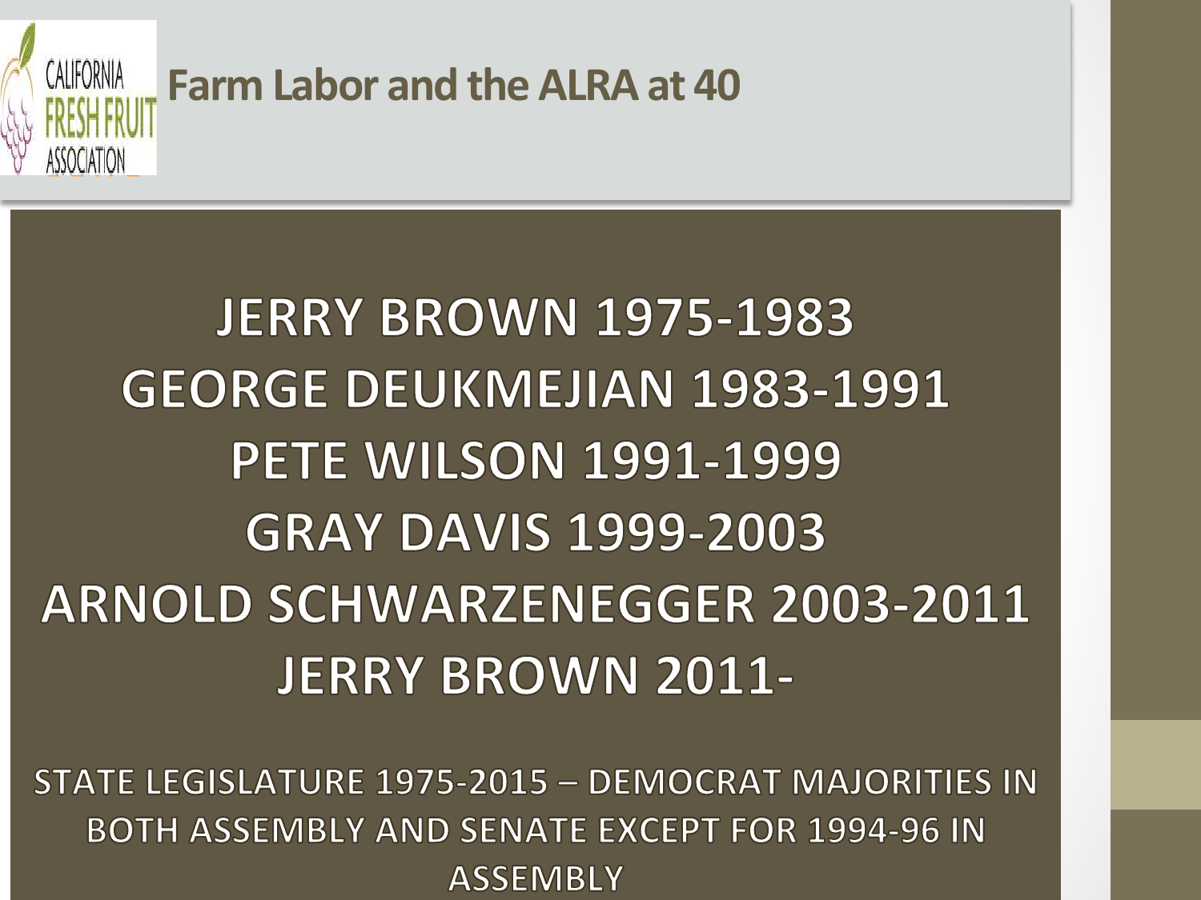# Farm Labor and the ALRA at 40

JERRY BROWN 1975-1983

GEORGE DEUKMEJIAN 1983-1991

PETE WILSON 1991-1999

GRAY DAVIS 1999-2003

ARNOLD SCHWARZENEGGER 2003-2011

JERRY BROWN 2011-

STATE LEGISLATURE 1975-2015 – DEMOCRAT MAJORITIES IN BOTH ASSEMBLY AND SENATE EXCEPT FOR 1994-96 IN ASSEMBLY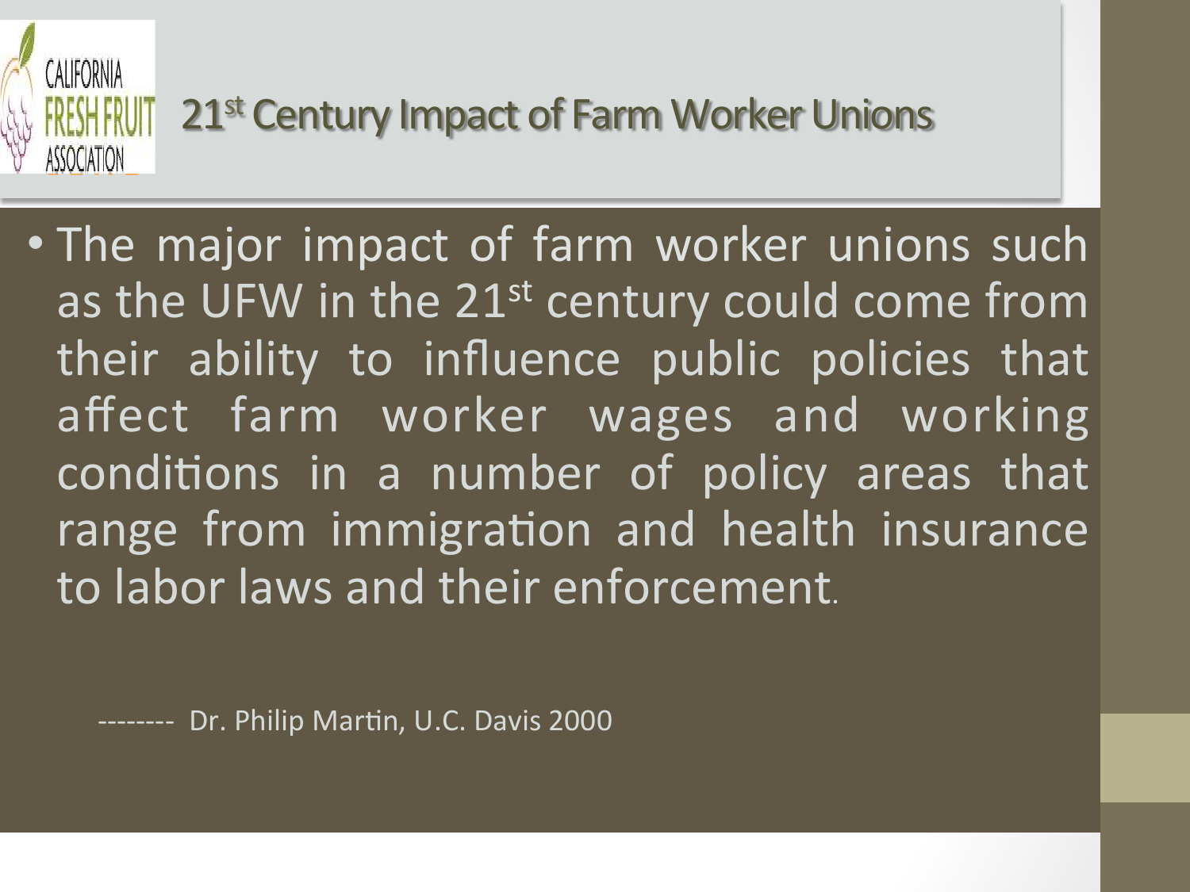CALIFORNIA FRESH FRUIT ASSOCIATION

# 21st Century Impact of Farm Worker Unions

- The major impact of farm worker unions such as the UFW in the 21st century could come from their ability to influence public policies that affect farm worker wages and working conditions in a number of policy areas that range from immigration and health insurance to labor laws and their enforcement.

-------- Dr. Philip Martin, U.C. Davis 2000